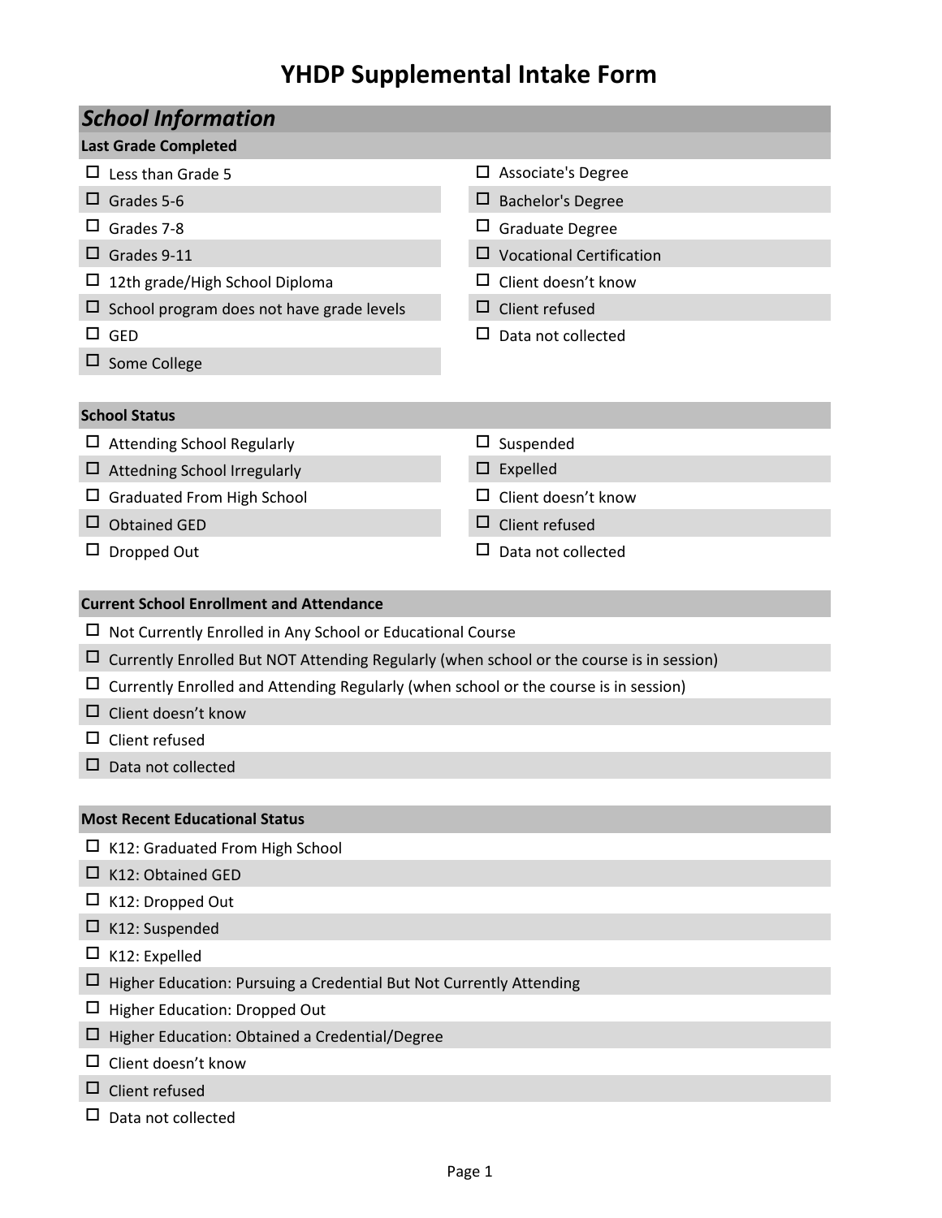# YHDP Supplemental Intake Form

## *School Information*

### Last Grade Completed

- ☐ Less than Grade 5
- ☐ Grades 5-6
- ☐ Grades 7-8
- ☐ Grades 9-11
- ☐ 12th grade/High School Diploma
- ☐ School program does not have grade levels
- ☐ GED
- ☐ Some College
- ☐ Associate's Degree
- ☐ Bachelor's Degree
- ☐ Graduate Degree
- ☐ Vocational Certification
- ☐ Client doesn't know
- ☐ Client refused
- ☐ Data not collected

### School Status

- ☐ Attending School Regularly
- ☐ Attedning School Irregularly
- ☐ Graduated From High School
- ☐ Obtained GED
- ☐ Dropped Out
- ☐ Suspended
- ☐ Expelled
- ☐ Client doesn't know
- ☐ Client refused
- ☐ Data not collected

### Current School Enrollment and Attendance

- ☐ Not Currently Enrolled in Any School or Educational Course
- ☐ Currently Enrolled But NOT Attending Regularly (when school or the course is in session)
- ☐ Currently Enrolled and Attending Regularly (when school or the course is in session)
- ☐ Client doesn't know
- ☐ Client refused
- ☐ Data not collected

### Most Recent Educational Status

- ☐ K12: Graduated From High School
- ☐ K12: Obtained GED
- ☐ K12: Dropped Out
- ☐ K12: Suspended
- ☐ K12: Expelled
- ☐ Higher Education: Pursuing a Credential But Not Currently Attending
- ☐ Higher Education: Dropped Out
- ☐ Higher Education: Obtained a Credential/Degree
- ☐ Client doesn't know
- ☐ Client refused
- ☐ Data not collected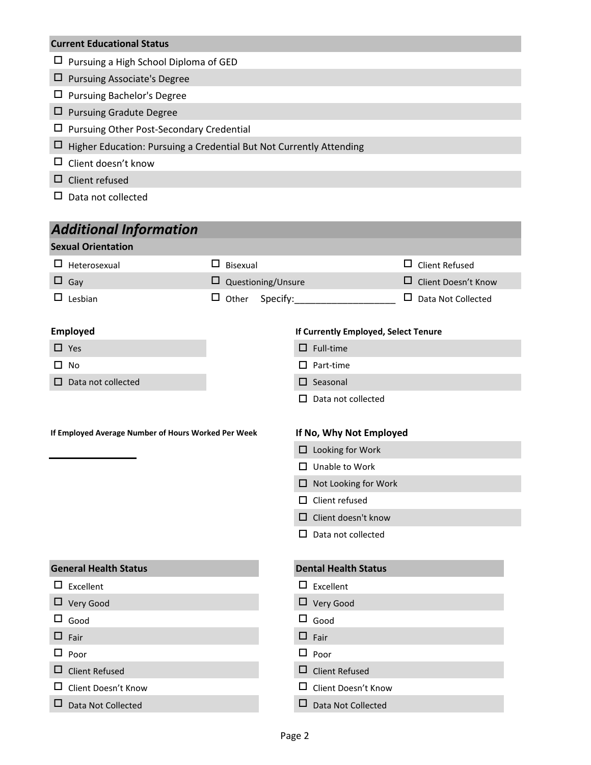**Current Educational Status**

- ☐ Pursuing a High School Diploma of GED
- ☐ Pursuing Associate's Degree
- ☐ Pursuing Bachelor's Degree
- ☐ Pursuing Gradute Degree
- ☐ Pursuing Other Post-Secondary Credential
- ☐ Higher Education: Pursuing a Credential But Not Currently Attending
- ☐ Client doesn't know
- ☐ Client refused
- ☐ Data not collected

## *Additional Information*

**Sexual Orientation**

| | | |
|---|---|---|
| ☐ Heterosexual | ☐ Bisexual | ☐ Client Refused |
| ☐ Gay | ☐ Questioning/Unsure | ☐ Client Doesn't Know |
| ☐ Lesbian | ☐ Other Specify:___________________ | ☐ Data Not Collected |

**Employed**

- ☐ Yes
- ☐ No
- ☐ Data not collected

**If Currently Employed, Select Tenure**

- ☐ Full-time
- ☐ Part-time
- ☐ Seasonal
- ☐ Data not collected

**If Employed Average Number of Hours Worked Per Week**

_________________

**If No, Why Not Employed**

- ☐ Looking for Work
- ☐ Unable to Work
- ☐ Not Looking for Work
- ☐ Client refused
- ☐ Client doesn't know
- ☐ Data not collected

**General Health Status**

- ☐ Excellent
- ☐ Very Good
- ☐ Good
- ☐ Fair
- ☐ Poor
- ☐ Client Refused
- ☐ Client Doesn't Know
- ☐ Data Not Collected

**Dental Health Status**

- ☐ Excellent
- ☐ Very Good
- ☐ Good
- ☐ Fair
- ☐ Poor
- ☐ Client Refused
- ☐ Client Doesn't Know
- ☐ Data Not Collected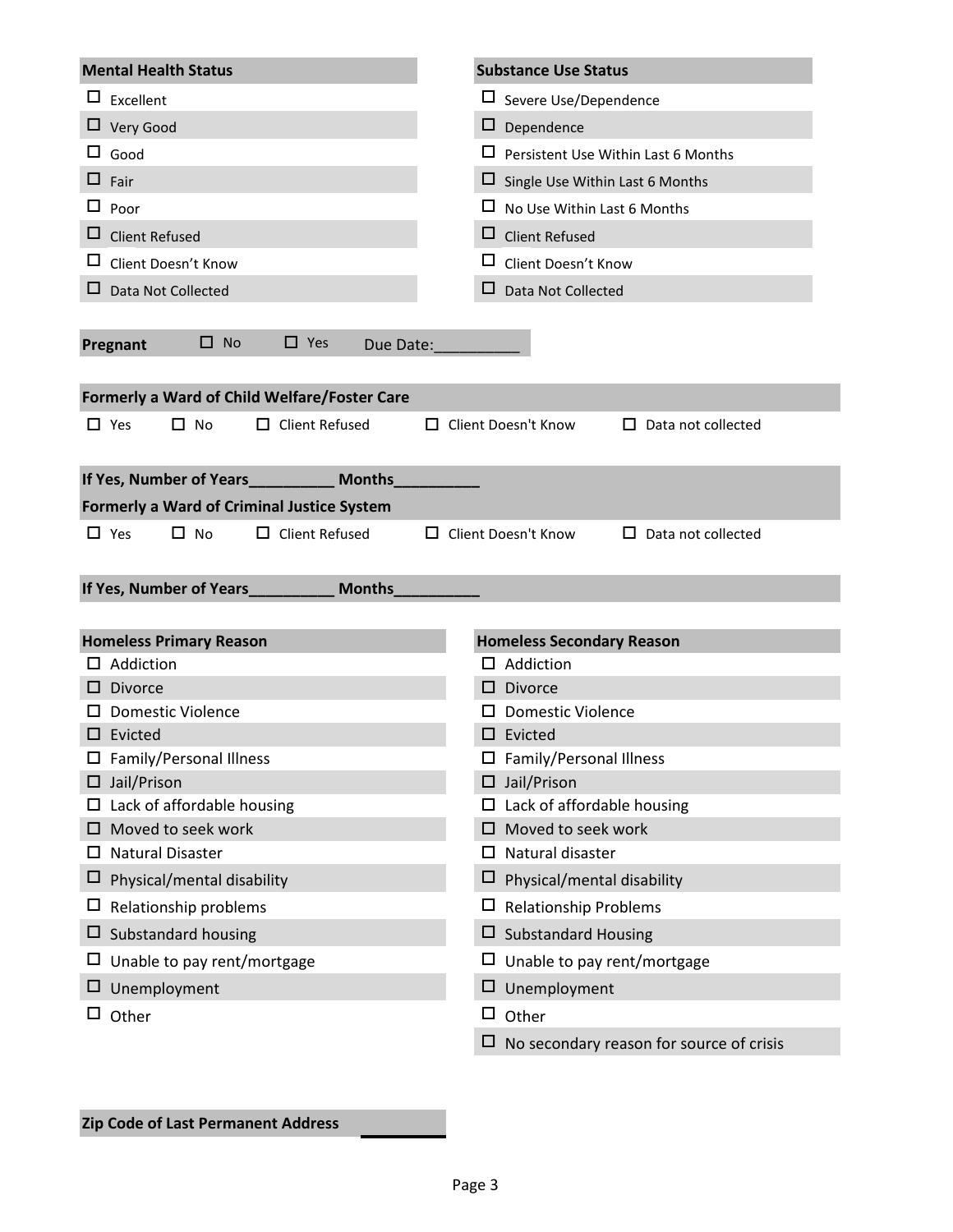**Mental Health Status**

- ☐ Excellent
- ☐ Very Good
- ☐ Good
- ☐ Fair
- ☐ Poor
- ☐ Client Refused
- ☐ Client Doesn't Know
- ☐ Data Not Collected

**Substance Use Status**

- ☐ Severe Use/Dependence
- ☐ Dependence
- ☐ Persistent Use Within Last 6 Months
- ☐ Single Use Within Last 6 Months
- ☐ No Use Within Last 6 Months
- ☐ Client Refused
- ☐ Client Doesn't Know
- ☐ Data Not Collected

**Pregnant** ☐ No ☐ Yes Due Date:__________

**Formerly a Ward of Child Welfare/Foster Care**

☐ Yes ☐ No ☐ Client Refused ☐ Client Doesn't Know ☐ Data not collected

**If Yes, Number of Years__________ Months__________**

**Formerly a Ward of Criminal Justice System**

☐ Yes ☐ No ☐ Client Refused ☐ Client Doesn't Know ☐ Data not collected

**If Yes, Number of Years__________ Months__________**

**Homeless Primary Reason**

- ☐ Addiction
- ☐ Divorce
- ☐ Domestic Violence
- ☐ Evicted
- ☐ Family/Personal Illness
- ☐ Jail/Prison
- ☐ Lack of affordable housing
- ☐ Moved to seek work
- ☐ Natural Disaster
- ☐ Physical/mental disability
- ☐ Relationship problems
- ☐ Substandard housing
- ☐ Unable to pay rent/mortgage
- ☐ Unemployment
- ☐ Other

**Homeless Secondary Reason**

- ☐ Addiction
- ☐ Divorce
- ☐ Domestic Violence
- ☐ Evicted
- ☐ Family/Personal Illness
- ☐ Jail/Prison
- ☐ Lack of affordable housing
- ☐ Moved to seek work
- ☐ Natural disaster
- ☐ Physical/mental disability
- ☐ Relationship Problems
- ☐ Substandard Housing
- ☐ Unable to pay rent/mortgage
- ☐ Unemployment
- ☐ Other
- ☐ No secondary reason for source of crisis

**Zip Code of Last Permanent Address** __________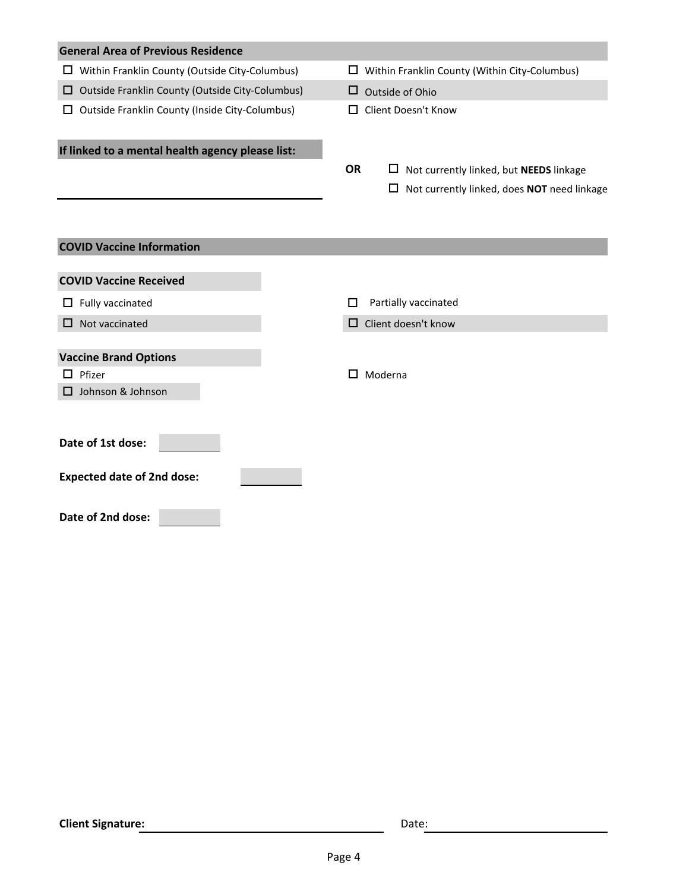## General Area of Previous Residence

- ☐ Within Franklin County (Outside City-Columbus)
- ☐ Within Franklin County (Within City-Columbus)
- ☐ Outside Franklin County (Outside City-Columbus)
- ☐ Outside of Ohio
- ☐ Outside Franklin County (Inside City-Columbus)
- ☐ Client Doesn't Know

**If linked to a mental health agency please list:**

\_\_\_\_\_\_\_\_\_\_\_\_\_\_\_\_\_\_\_\_\_\_\_\_\_\_\_\_\_\_\_\_\_\_\_\_

**OR**

- ☐ Not currently linked, but **NEEDS** linkage
- ☐ Not currently linked, does **NOT** need linkage

## COVID Vaccine Information

### COVID Vaccine Received

- ☐ Fully vaccinated
- ☐ Partially vaccinated
- ☐ Not vaccinated
- ☐ Client doesn't know

### Vaccine Brand Options

- ☐ Pfizer
- ☐ Moderna
- ☐ Johnson & Johnson

**Date of 1st dose:** \_\_\_\_\_\_\_\_

**Expected date of 2nd dose:** \_\_\_\_\_\_\_\_

**Date of 2nd dose:** \_\_\_\_\_\_\_\_

**Client Signature:** \_\_\_\_\_\_\_\_\_\_\_\_\_\_\_\_\_\_\_\_\_\_\_\_\_\_\_\_ Date: \_\_\_\_\_\_\_\_\_\_\_\_\_\_\_\_\_\_\_\_